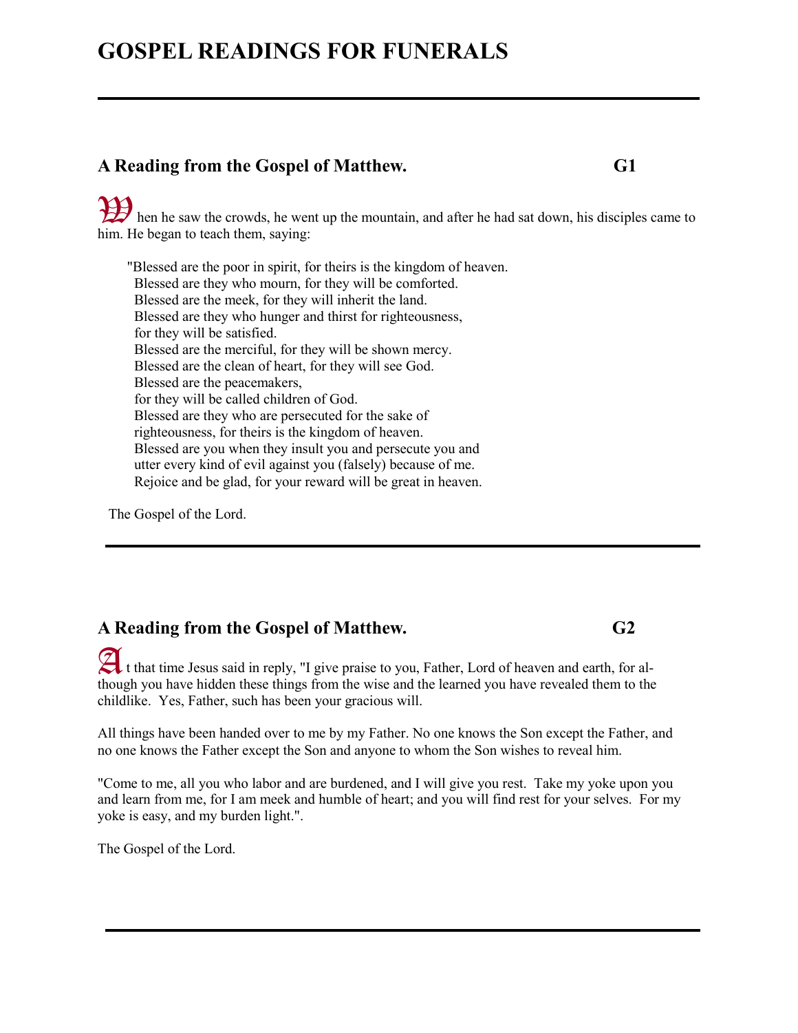# GOSPEL READINGS FOR FUNERALS

---

## A Reading from the Gospel of Matthew. G1

When he saw the crowds, he went up the mountain, and after he had sat down, his disciples came to him. He began to teach them, saying:

"Blessed are the poor in spirit, for theirs is the kingdom of heaven.
Blessed are they who mourn, for they will be comforted.
Blessed are the meek, for they will inherit the land.
Blessed are they who hunger and thirst for righteousness,
for they will be satisfied.
Blessed are the merciful, for they will be shown mercy.
Blessed are the clean of heart, for they will see God.
Blessed are the peacemakers,
for they will be called children of God.
Blessed are they who are persecuted for the sake of
righteousness, for theirs is the kingdom of heaven.
Blessed are you when they insult you and persecute you and
utter every kind of evil against you (falsely) because of me.
Rejoice and be glad, for your reward will be great in heaven.

The Gospel of the Lord.

---

## A Reading from the Gospel of Matthew. G2

At that time Jesus said in reply, "I give praise to you, Father, Lord of heaven and earth, for although you have hidden these things from the wise and the learned you have revealed them to the childlike. Yes, Father, such has been your gracious will.

All things have been handed over to me by my Father. No one knows the Son except the Father, and no one knows the Father except the Son and anyone to whom the Son wishes to reveal him.

"Come to me, all you who labor and are burdened, and I will give you rest. Take my yoke upon you and learn from me, for I am meek and humble of heart; and you will find rest for your selves. For my yoke is easy, and my burden light.".

The Gospel of the Lord.

---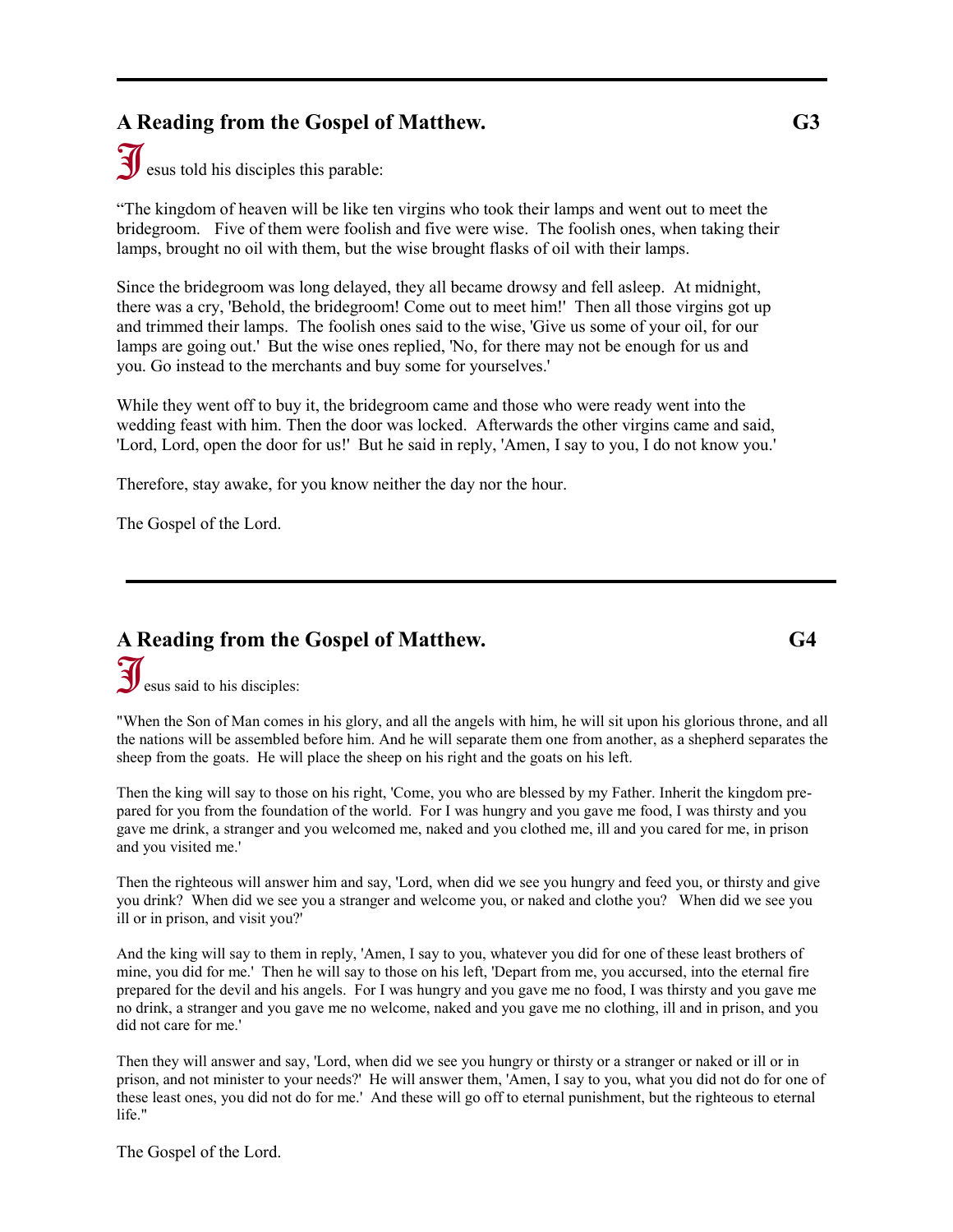---

## A Reading from the Gospel of Matthew. G3

Jesus told his disciples this parable:

"The kingdom of heaven will be like ten virgins who took their lamps and went out to meet the bridegroom. Five of them were foolish and five were wise. The foolish ones, when taking their lamps, brought no oil with them, but the wise brought flasks of oil with their lamps.

Since the bridegroom was long delayed, they all became drowsy and fell asleep. At midnight, there was a cry, 'Behold, the bridegroom! Come out to meet him!' Then all those virgins got up and trimmed their lamps. The foolish ones said to the wise, 'Give us some of your oil, for our lamps are going out.' But the wise ones replied, 'No, for there may not be enough for us and you. Go instead to the merchants and buy some for yourselves.'

While they went off to buy it, the bridegroom came and those who were ready went into the wedding feast with him. Then the door was locked. Afterwards the other virgins came and said, 'Lord, Lord, open the door for us!' But he said in reply, 'Amen, I say to you, I do not know you.'

Therefore, stay awake, for you know neither the day nor the hour.

The Gospel of the Lord.

---

## A Reading from the Gospel of Matthew. G4

Jesus said to his disciples:

"When the Son of Man comes in his glory, and all the angels with him, he will sit upon his glorious throne, and all the nations will be assembled before him. And he will separate them one from another, as a shepherd separates the sheep from the goats. He will place the sheep on his right and the goats on his left.

Then the king will say to those on his right, 'Come, you who are blessed by my Father. Inherit the kingdom prepared for you from the foundation of the world. For I was hungry and you gave me food, I was thirsty and you gave me drink, a stranger and you welcomed me, naked and you clothed me, ill and you cared for me, in prison and you visited me.'

Then the righteous will answer him and say, 'Lord, when did we see you hungry and feed you, or thirsty and give you drink? When did we see you a stranger and welcome you, or naked and clothe you? When did we see you ill or in prison, and visit you?'

And the king will say to them in reply, 'Amen, I say to you, whatever you did for one of these least brothers of mine, you did for me.' Then he will say to those on his left, 'Depart from me, you accursed, into the eternal fire prepared for the devil and his angels. For I was hungry and you gave me no food, I was thirsty and you gave me no drink, a stranger and you gave me no welcome, naked and you gave me no clothing, ill and in prison, and you did not care for me.'

Then they will answer and say, 'Lord, when did we see you hungry or thirsty or a stranger or naked or ill or in prison, and not minister to your needs?' He will answer them, 'Amen, I say to you, what you did not do for one of these least ones, you did not do for me.' And these will go off to eternal punishment, but the righteous to eternal life."

The Gospel of the Lord.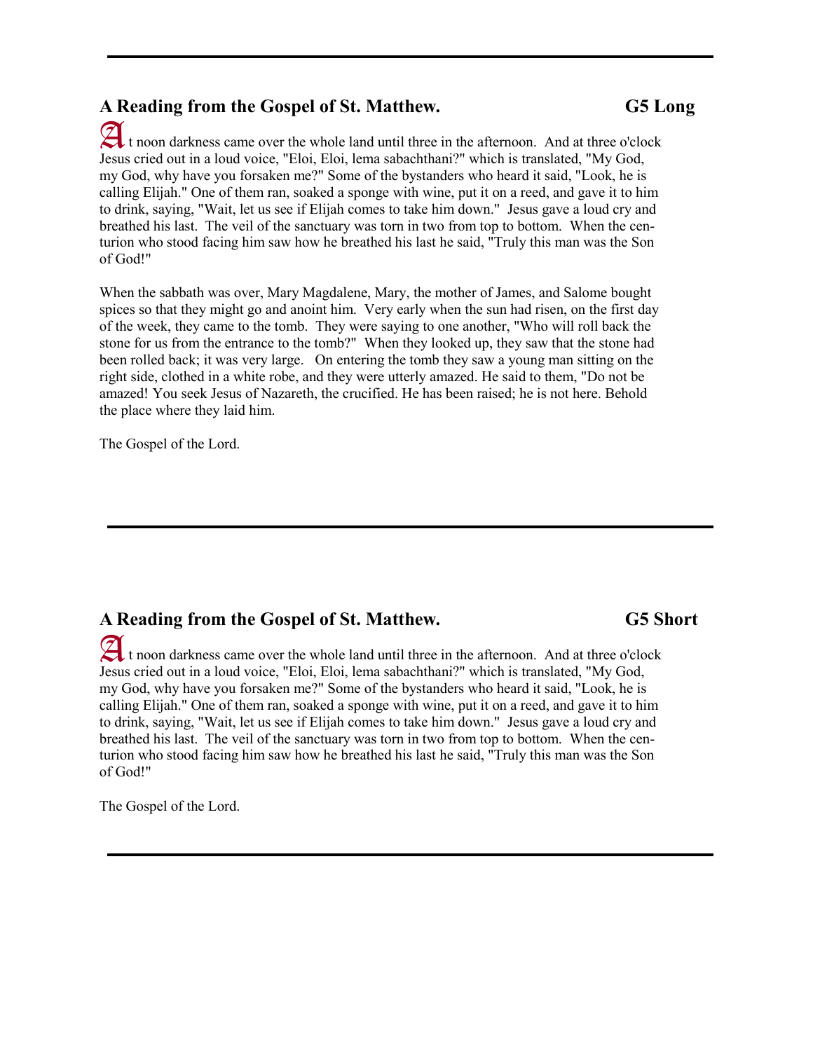---

## A Reading from the Gospel of St. Matthew. **G5 Long**

At noon darkness came over the whole land until three in the afternoon. And at three o'clock Jesus cried out in a loud voice, "Eloi, Eloi, lema sabachthani?" which is translated, "My God, my God, why have you forsaken me?" Some of the bystanders who heard it said, "Look, he is calling Elijah." One of them ran, soaked a sponge with wine, put it on a reed, and gave it to him to drink, saying, "Wait, let us see if Elijah comes to take him down." Jesus gave a loud cry and breathed his last. The veil of the sanctuary was torn in two from top to bottom. When the centurion who stood facing him saw how he breathed his last he said, "Truly this man was the Son of God!"

When the sabbath was over, Mary Magdalene, Mary, the mother of James, and Salome bought spices so that they might go and anoint him. Very early when the sun had risen, on the first day of the week, they came to the tomb. They were saying to one another, "Who will roll back the stone for us from the entrance to the tomb?" When they looked up, they saw that the stone had been rolled back; it was very large. On entering the tomb they saw a young man sitting on the right side, clothed in a white robe, and they were utterly amazed. He said to them, "Do not be amazed! You seek Jesus of Nazareth, the crucified. He has been raised; he is not here. Behold the place where they laid him.

The Gospel of the Lord.

---

## A Reading from the Gospel of St. Matthew. **G5 Short**

At noon darkness came over the whole land until three in the afternoon. And at three o'clock Jesus cried out in a loud voice, "Eloi, Eloi, lema sabachthani?" which is translated, "My God, my God, why have you forsaken me?" Some of the bystanders who heard it said, "Look, he is calling Elijah." One of them ran, soaked a sponge with wine, put it on a reed, and gave it to him to drink, saying, "Wait, let us see if Elijah comes to take him down." Jesus gave a loud cry and breathed his last. The veil of the sanctuary was torn in two from top to bottom. When the centurion who stood facing him saw how he breathed his last he said, "Truly this man was the Son of God!"

The Gospel of the Lord.

---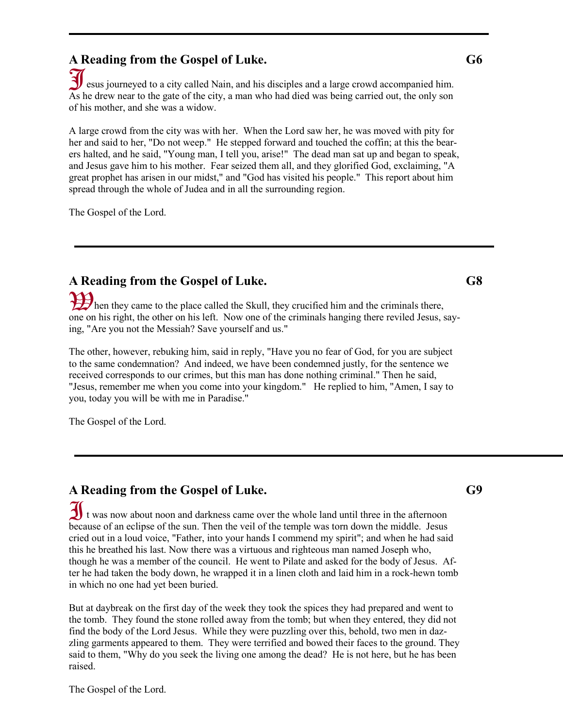## A Reading from the Gospel of Luke. G6

Jesus journeyed to a city called Nain, and his disciples and a large crowd accompanied him. As he drew near to the gate of the city, a man who had died was being carried out, the only son of his mother, and she was a widow.

A large crowd from the city was with her. When the Lord saw her, he was moved with pity for her and said to her, "Do not weep." He stepped forward and touched the coffin; at this the bearers halted, and he said, "Young man, I tell you, arise!" The dead man sat up and began to speak, and Jesus gave him to his mother. Fear seized them all, and they glorified God, exclaiming, "A great prophet has arisen in our midst," and "God has visited his people." This report about him spread through the whole of Judea and in all the surrounding region.

The Gospel of the Lord.

---

## A Reading from the Gospel of Luke. G8

When they came to the place called the Skull, they crucified him and the criminals there, one on his right, the other on his left. Now one of the criminals hanging there reviled Jesus, saying, "Are you not the Messiah? Save yourself and us."

The other, however, rebuking him, said in reply, "Have you no fear of God, for you are subject to the same condemnation? And indeed, we have been condemned justly, for the sentence we received corresponds to our crimes, but this man has done nothing criminal." Then he said, "Jesus, remember me when you come into your kingdom." He replied to him, "Amen, I say to you, today you will be with me in Paradise."

The Gospel of the Lord.

---

## A Reading from the Gospel of Luke. G9

It was now about noon and darkness came over the whole land until three in the afternoon because of an eclipse of the sun. Then the veil of the temple was torn down the middle. Jesus cried out in a loud voice, "Father, into your hands I commend my spirit"; and when he had said this he breathed his last. Now there was a virtuous and righteous man named Joseph who, though he was a member of the council. He went to Pilate and asked for the body of Jesus. After he had taken the body down, he wrapped it in a linen cloth and laid him in a rock-hewn tomb in which no one had yet been buried.

But at daybreak on the first day of the week they took the spices they had prepared and went to the tomb. They found the stone rolled away from the tomb; but when they entered, they did not find the body of the Lord Jesus. While they were puzzling over this, behold, two men in dazzling garments appeared to them. They were terrified and bowed their faces to the ground. They said to them, "Why do you seek the living one among the dead? He is not here, but he has been raised.

The Gospel of the Lord.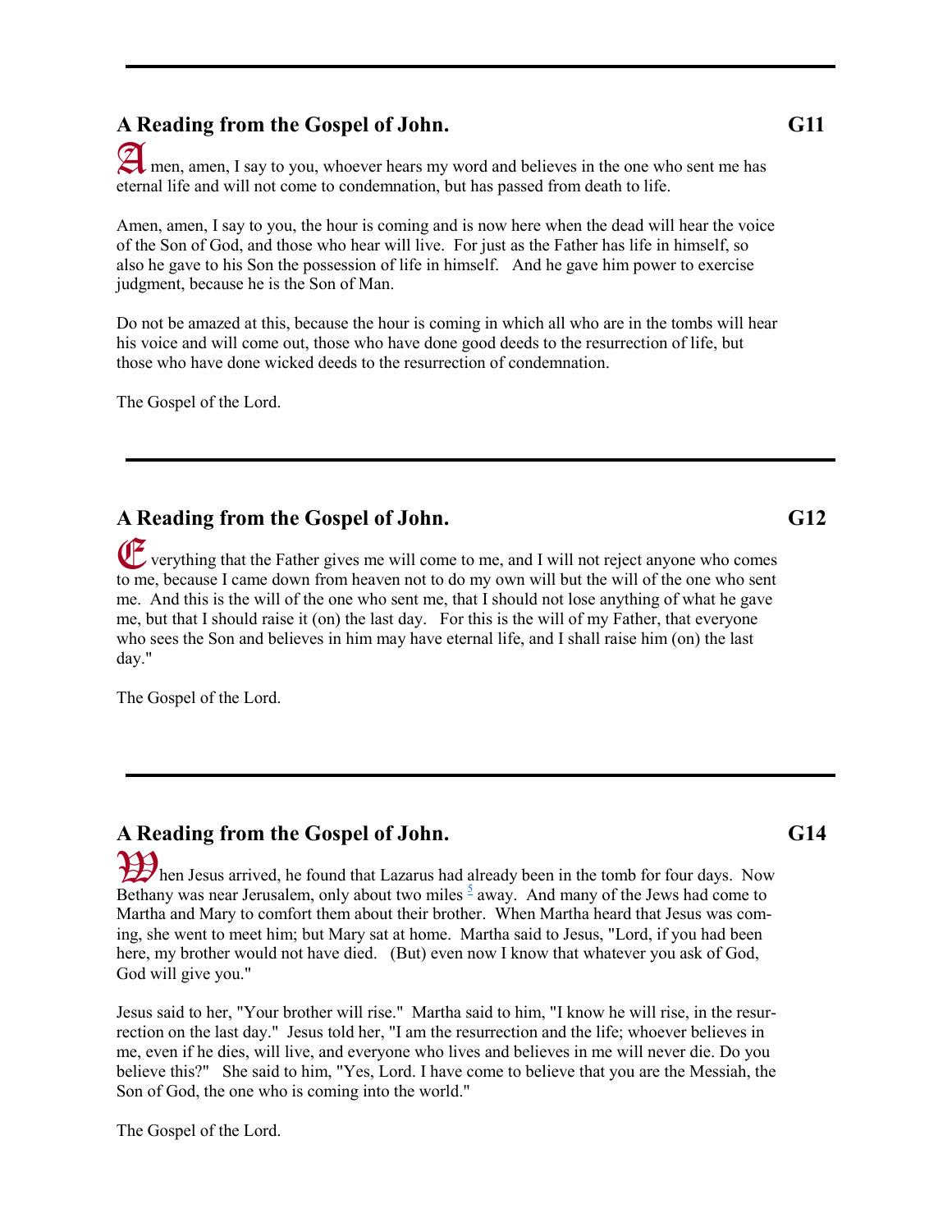---

## A Reading from the Gospel of John. G11

Amen, amen, I say to you, whoever hears my word and believes in the one who sent me has eternal life and will not come to condemnation, but has passed from death to life.

Amen, amen, I say to you, the hour is coming and is now here when the dead will hear the voice of the Son of God, and those who hear will live. For just as the Father has life in himself, so also he gave to his Son the possession of life in himself. And he gave him power to exercise judgment, because he is the Son of Man.

Do not be amazed at this, because the hour is coming in which all who are in the tombs will hear his voice and will come out, those who have done good deeds to the resurrection of life, but those who have done wicked deeds to the resurrection of condemnation.

The Gospel of the Lord.

---

## A Reading from the Gospel of John. G12

Everything that the Father gives me will come to me, and I will not reject anyone who comes to me, because I came down from heaven not to do my own will but the will of the one who sent me. And this is the will of the one who sent me, that I should not lose anything of what he gave me, but that I should raise it (on) the last day. For this is the will of my Father, that everyone who sees the Son and believes in him may have eternal life, and I shall raise him (on) the last day."

The Gospel of the Lord.

---

## A Reading from the Gospel of John. G14

When Jesus arrived, he found that Lazarus had already been in the tomb for four days. Now Bethany was near Jerusalem, only about two miles [5] away. And many of the Jews had come to Martha and Mary to comfort them about their brother. When Martha heard that Jesus was coming, she went to meet him; but Mary sat at home. Martha said to Jesus, "Lord, if you had been here, my brother would not have died. (But) even now I know that whatever you ask of God, God will give you."

Jesus said to her, "Your brother will rise." Martha said to him, "I know he will rise, in the resurrection on the last day." Jesus told her, "I am the resurrection and the life; whoever believes in me, even if he dies, will live, and everyone who lives and believes in me will never die. Do you believe this?" She said to him, "Yes, Lord. I have come to believe that you are the Messiah, the Son of God, the one who is coming into the world."

The Gospel of the Lord.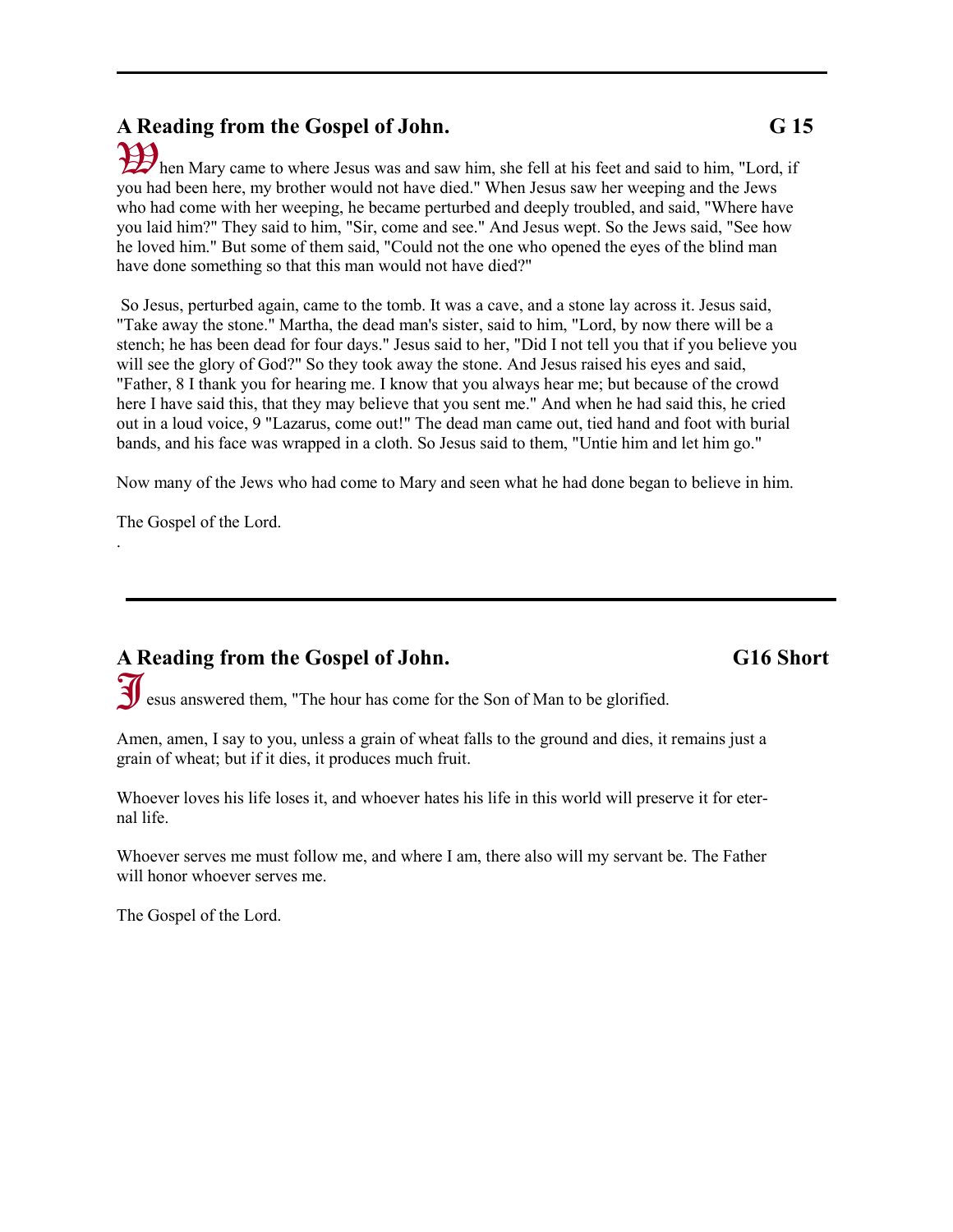---

## A Reading from the Gospel of John. G 15

When Mary came to where Jesus was and saw him, she fell at his feet and said to him, "Lord, if you had been here, my brother would not have died." When Jesus saw her weeping and the Jews who had come with her weeping, he became perturbed and deeply troubled, and said, "Where have you laid him?" They said to him, "Sir, come and see." And Jesus wept. So the Jews said, "See how he loved him." But some of them said, "Could not the one who opened the eyes of the blind man have done something so that this man would not have died?"

So Jesus, perturbed again, came to the tomb. It was a cave, and a stone lay across it. Jesus said, "Take away the stone." Martha, the dead man's sister, said to him, "Lord, by now there will be a stench; he has been dead for four days." Jesus said to her, "Did I not tell you that if you believe you will see the glory of God?" So they took away the stone. And Jesus raised his eyes and said, "Father, 8 I thank you for hearing me. I know that you always hear me; but because of the crowd here I have said this, that they may believe that you sent me." And when he had said this, he cried out in a loud voice, 9 "Lazarus, come out!" The dead man came out, tied hand and foot with burial bands, and his face was wrapped in a cloth. So Jesus said to them, "Untie him and let him go."

Now many of the Jews who had come to Mary and seen what he had done began to believe in him.

The Gospel of the Lord.

.

---

## A Reading from the Gospel of John. G16 Short

Jesus answered them, "The hour has come for the Son of Man to be glorified.

Amen, amen, I say to you, unless a grain of wheat falls to the ground and dies, it remains just a grain of wheat; but if it dies, it produces much fruit.

Whoever loves his life loses it, and whoever hates his life in this world will preserve it for eternal life.

Whoever serves me must follow me, and where I am, there also will my servant be. The Father will honor whoever serves me.

The Gospel of the Lord.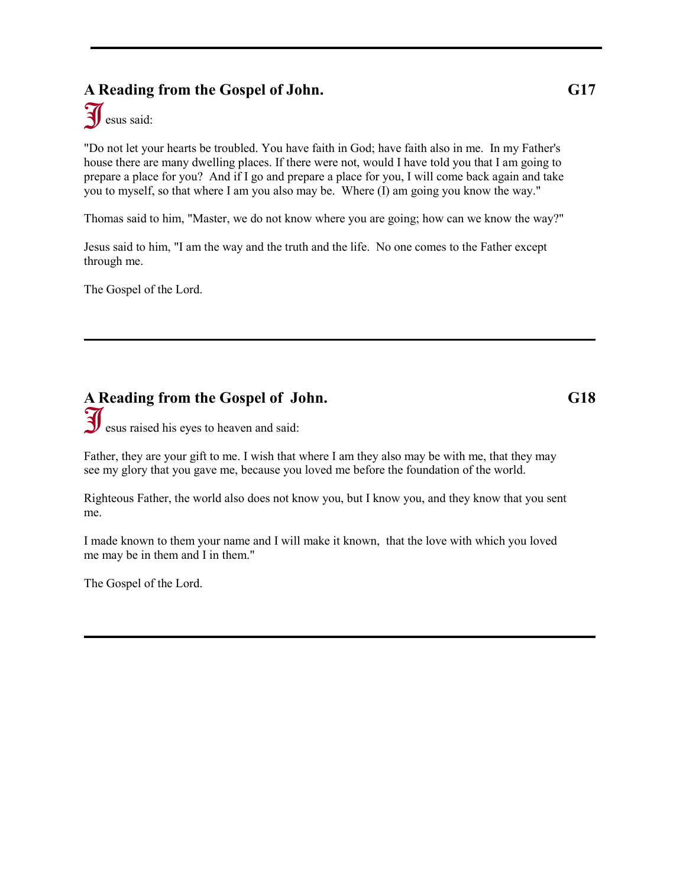---

## A Reading from the Gospel of John. G17

Jesus said:

"Do not let your hearts be troubled. You have faith in God; have faith also in me. In my Father's house there are many dwelling places. If there were not, would I have told you that I am going to prepare a place for you? And if I go and prepare a place for you, I will come back again and take you to myself, so that where I am you also may be. Where (I) am going you know the way."

Thomas said to him, "Master, we do not know where you are going; how can we know the way?"

Jesus said to him, "I am the way and the truth and the life. No one comes to the Father except through me.

The Gospel of the Lord.

---

## A Reading from the Gospel of John. G18

Jesus raised his eyes to heaven and said:

Father, they are your gift to me. I wish that where I am they also may be with me, that they may see my glory that you gave me, because you loved me before the foundation of the world.

Righteous Father, the world also does not know you, but I know you, and they know that you sent me.

I made known to them your name and I will make it known, that the love with which you loved me may be in them and I in them."

The Gospel of the Lord.

---